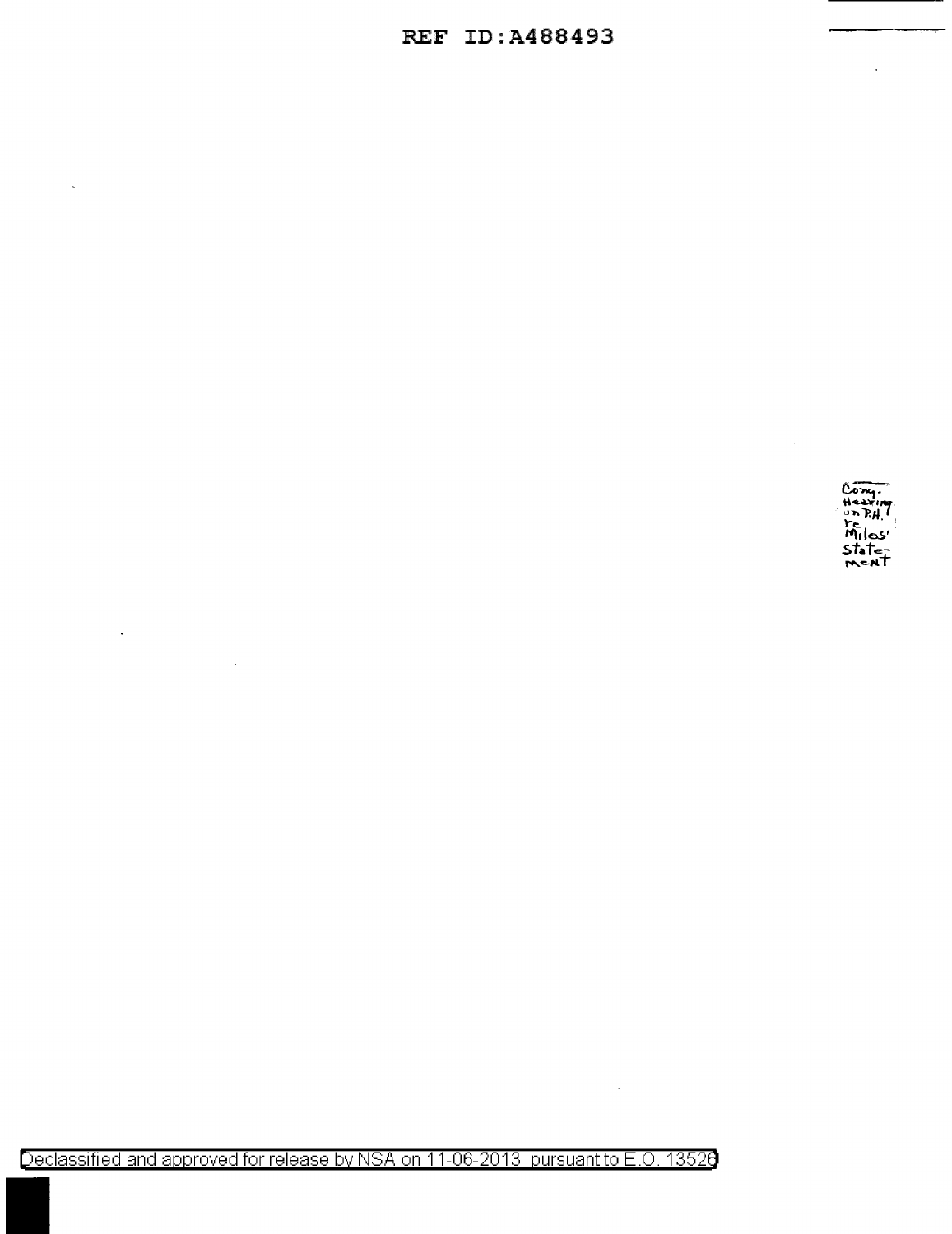Cong. Hearing on P.H. re Miles' statement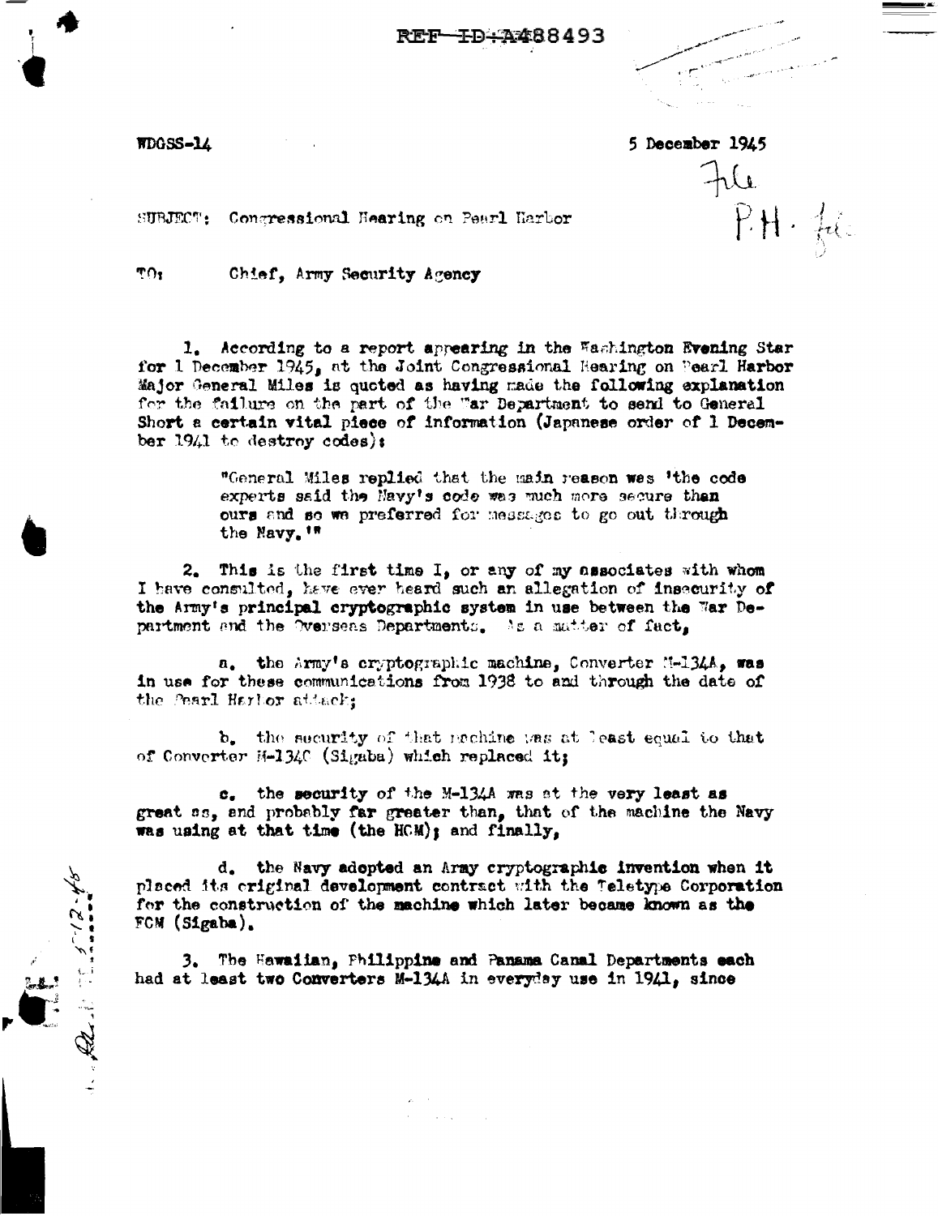REF ID:A488493

WDGSS-14

5 December 1945

SUBJECT: Congressional Hearing on Pearl Harbor

TO: Chief, Army Security Agency

1. According to a report appearing in the Washington Evening Star for 1 December 1945, at the Joint Congressional Hearing on Pearl Harbor Major General Miles is quoted as having made the following explanation for the failure on the part of the War Department to send to General Short a certain vital piece of information (Japanese order of 1 December 1941 to destroy codes):

> "General Miles replied that the main reason was 'the code experts said the Navy's code was much more secure than ours and so we preferred for messages to go out through the Navy.'"

2. This is the first time I, or any of my associates with whom I have consulted, have ever heard such an allegation of insecurity of the Army's principal cryptographic system in use between the War Department and the Overseas Departments. As a matter of fact,

a. the Army's cryptographic machine, Converter M-134A, was in use for these communications from 1938 to and through the date of the Pearl Harbor attack;

b. the security of that machine was at least equal to that of Converter M-134C (Sigaba) which replaced it;

c. the security of the M-134A was at the very least as great as, and probably far greater than, that of the machine the Navy was using at that time (the HCM); and finally,

d. the Navy adopted an Army cryptographic invention when it placed its original development contract with the Teletype Corporation for the construction of the machine which later became known as the FCM (Sigaba).

3. The Hawaiian, Philippine and Panama Canal Departments each had at least two Converters M-134A in everyday use in 1941, since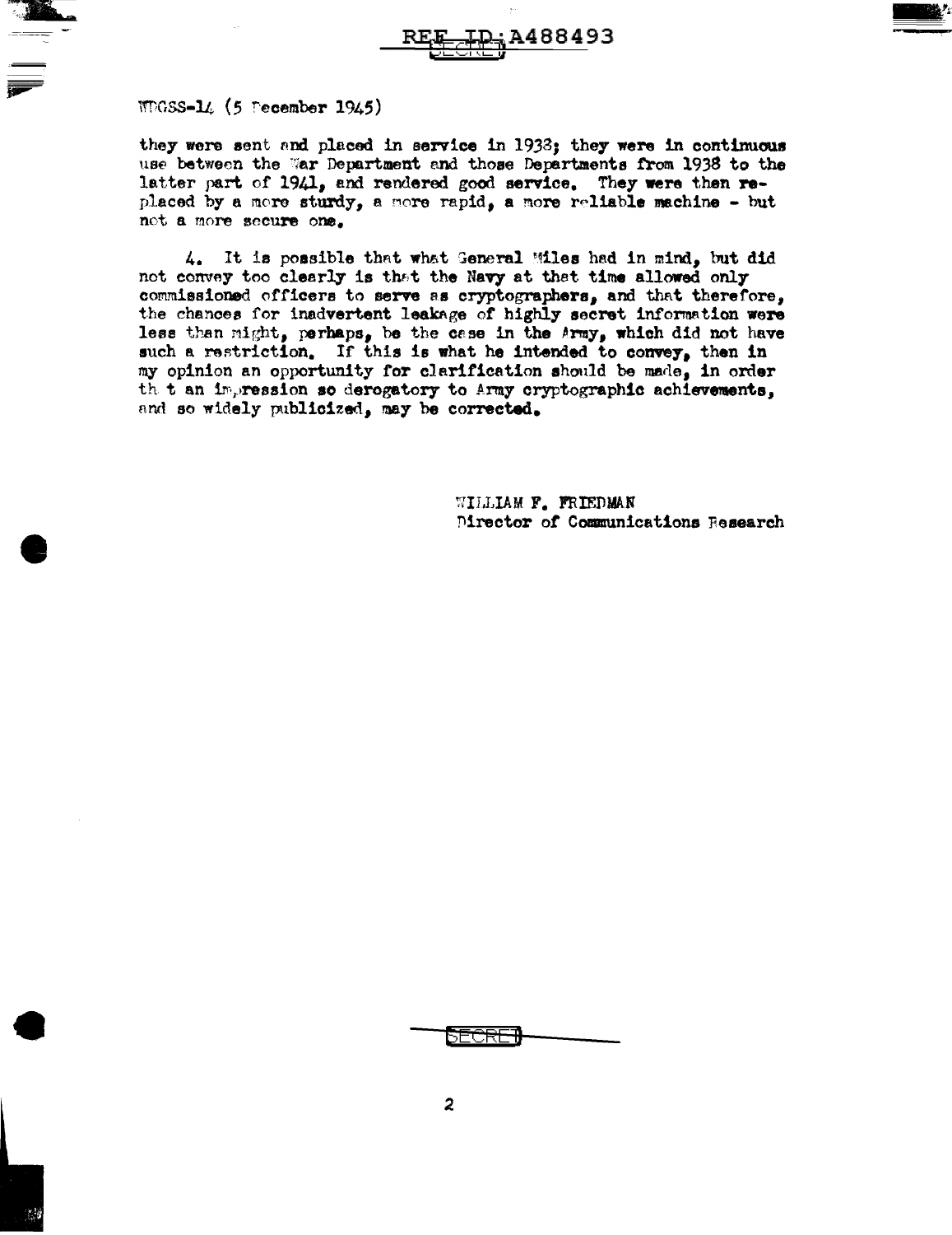WDGSS-14 (5 December 1945)

they were sent and placed in service in 1938; they were in continuous use between the War Department and those Departments from 1938 to the latter part of 1941, and rendered good service. They were then replaced by a more sturdy, a more rapid, a more reliable machine - but not a more secure one.

4. It is possible that what General Miles had in mind, but did not convey too clearly is that the Navy at that time allowed only commissioned officers to serve as cryptographers, and that therefore, the chances for inadvertent leakage of highly secret information were less than might, perhaps, be the case in the Army, which did not have such a restriction. If this is what he intended to convey, then in my opinion an opportunity for clarification should be made, in order that an impression so derogatory to Army cryptographic achievements, and so widely publicized, may be corrected.

WILLIAM F. FRIEDMAN
Director of Communications Research

SECRET